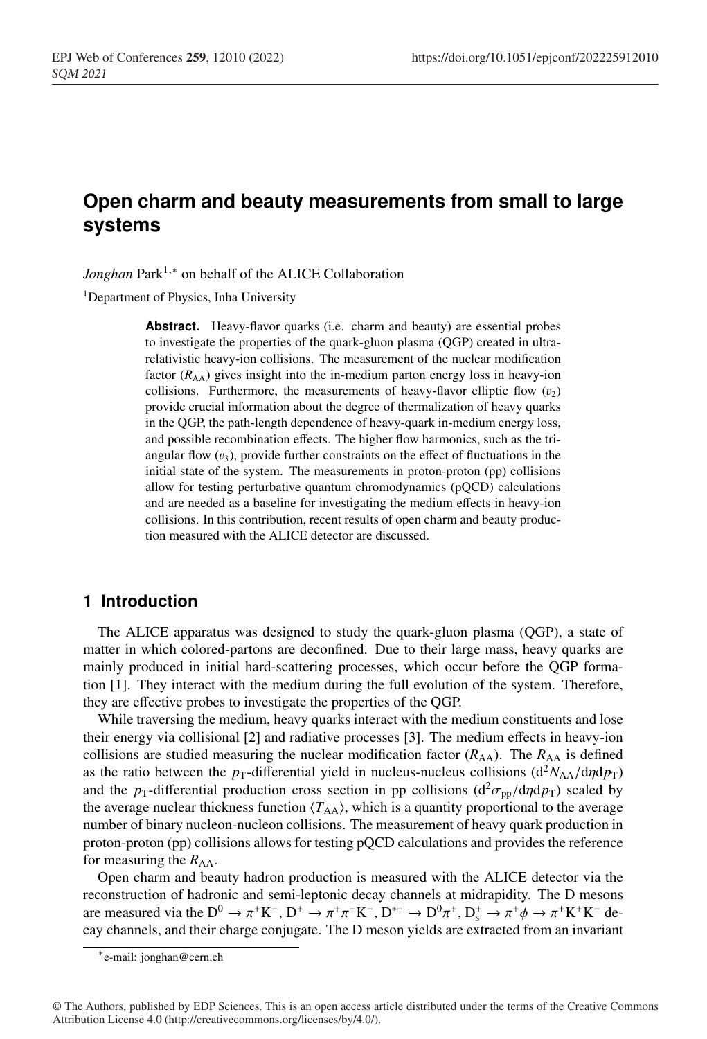# Open charm and beauty measurements from small to large systems

*Jonghan* Park[1,*] on behalf of the ALICE Collaboration

[1]Department of Physics, Inha University

**Abstract.** Heavy-flavor quarks (i.e. charm and beauty) are essential probes to investigate the properties of the quark-gluon plasma (QGP) created in ultra-relativistic heavy-ion collisions. The measurement of the nuclear modification factor ($R_{\mathrm{AA}}$) gives insight into the in-medium parton energy loss in heavy-ion collisions. Furthermore, the measurements of heavy-flavor elliptic flow ($v_2$) provide crucial information about the degree of thermalization of heavy quarks in the QGP, the path-length dependence of heavy-quark in-medium energy loss, and possible recombination effects. The higher flow harmonics, such as the triangular flow ($v_3$), provide further constraints on the effect of fluctuations in the initial state of the system. The measurements in proton-proton (pp) collisions allow for testing perturbative quantum chromodynamics (pQCD) calculations and are needed as a baseline for investigating the medium effects in heavy-ion collisions. In this contribution, recent results of open charm and beauty production measured with the ALICE detector are discussed.

## 1 Introduction

The ALICE apparatus was designed to study the quark-gluon plasma (QGP), a state of matter in which colored-partons are deconfined. Due to their large mass, heavy quarks are mainly produced in initial hard-scattering processes, which occur before the QGP formation [1]. They interact with the medium during the full evolution of the system. Therefore, they are effective probes to investigate the properties of the QGP.

While traversing the medium, heavy quarks interact with the medium constituents and lose their energy via collisional [2] and radiative processes [3]. The medium effects in heavy-ion collisions are studied measuring the nuclear modification factor ($R_{\mathrm{AA}}$). The $R_{\mathrm{AA}}$ is defined as the ratio between the $p_{\mathrm{T}}$-differential yield in nucleus-nucleus collisions ($\mathrm{d}^2N_{\mathrm{AA}}/\mathrm{d}\eta\mathrm{d}p_{\mathrm{T}}$) and the $p_{\mathrm{T}}$-differential production cross section in pp collisions ($\mathrm{d}^2\sigma_{\mathrm{pp}}/\mathrm{d}\eta\mathrm{d}p_{\mathrm{T}}$) scaled by the average nuclear thickness function $\langle T_{\mathrm{AA}} \rangle$, which is a quantity proportional to the average number of binary nucleon-nucleon collisions. The measurement of heavy quark production in proton-proton (pp) collisions allows for testing pQCD calculations and provides the reference for measuring the $R_{\mathrm{AA}}$.

Open charm and beauty hadron production is measured with the ALICE detector via the reconstruction of hadronic and semi-leptonic decay channels at midrapidity. The D mesons are measured via the $\mathrm{D}^0 \rightarrow \pi^+\mathrm{K}^-$, $\mathrm{D}^+ \rightarrow \pi^+\pi^+\mathrm{K}^-$, $\mathrm{D}^{*+} \rightarrow \mathrm{D}^0\pi^+$, $\mathrm{D}_s^+ \rightarrow \pi^+\phi \rightarrow \pi^+\mathrm{K}^+\mathrm{K}^-$ decay channels, and their charge conjugate. The D meson yields are extracted from an invariant

[*]e-mail: jonghan@cern.ch

© The Authors, published by EDP Sciences. This is an open access article distributed under the terms of the Creative Commons Attribution License 4.0 (http://creativecommons.org/licenses/by/4.0/).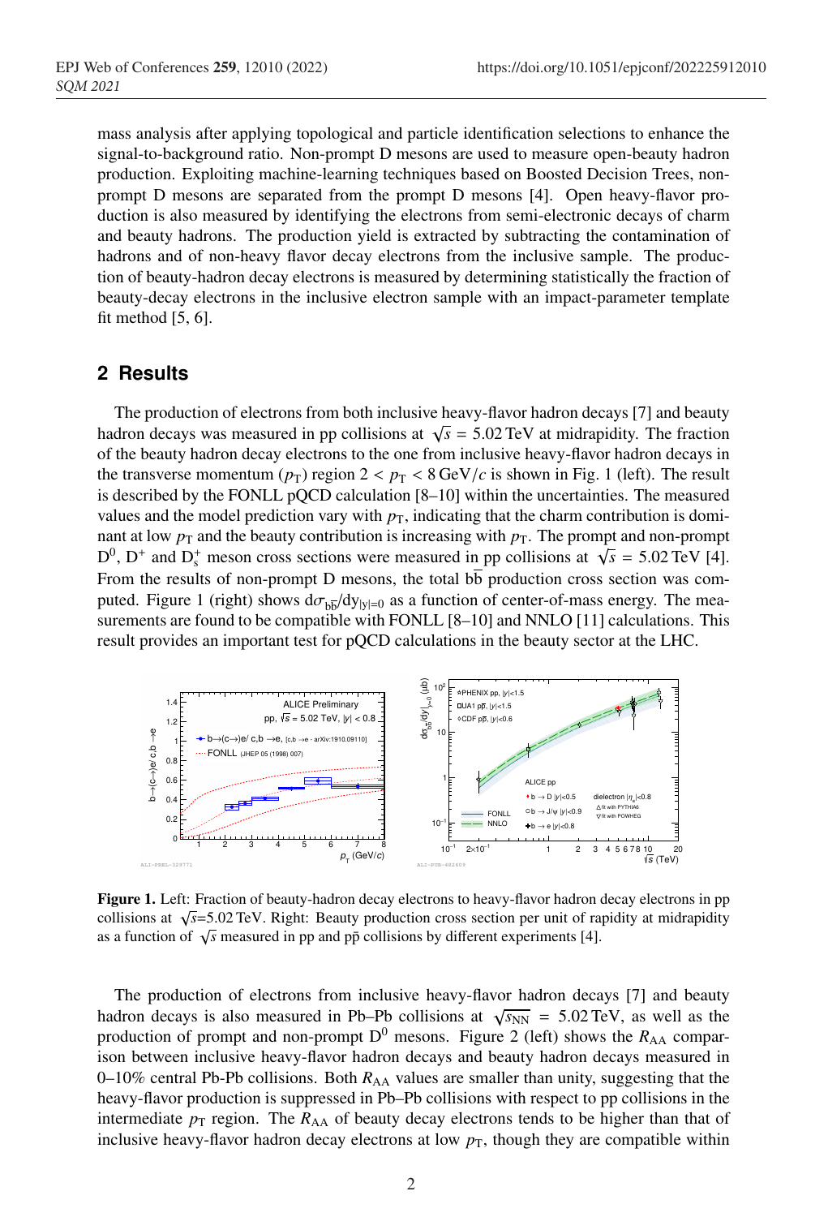mass analysis after applying topological and particle identification selections to enhance the signal-to-background ratio. Non-prompt D mesons are used to measure open-beauty hadron production. Exploiting machine-learning techniques based on Boosted Decision Trees, non-prompt D mesons are separated from the prompt D mesons [4]. Open heavy-flavor production is also measured by identifying the electrons from semi-electronic decays of charm and beauty hadrons. The production yield is extracted by subtracting the contamination of hadrons and of non-heavy flavor decay electrons from the inclusive sample. The production of beauty-hadron decay electrons is measured by determining statistically the fraction of beauty-decay electrons in the inclusive electron sample with an impact-parameter template fit method [5, 6].

## 2 Results

The production of electrons from both inclusive heavy-flavor hadron decays [7] and beauty hadron decays was measured in pp collisions at $\sqrt{s} = 5.02$ TeV at midrapidity. The fraction of the beauty hadron decay electrons to the one from inclusive heavy-flavor hadron decays in the transverse momentum ($p_{\mathrm{T}}$) region $2 < p_{\mathrm{T}} < 8\,\mathrm{GeV}/c$ is shown in Fig. 1 (left). The result is described by the FONLL pQCD calculation [8–10] within the uncertainties. The measured values and the model prediction vary with $p_{\mathrm{T}}$, indicating that the charm contribution is dominant at low $p_{\mathrm{T}}$ and the beauty contribution is increasing with $p_{\mathrm{T}}$. The prompt and non-prompt $\mathrm{D}^0$, $\mathrm{D}^+$ and $\mathrm{D}_\mathrm{s}^+$ meson cross sections were measured in pp collisions at $\sqrt{s} = 5.02$ TeV [4]. From the results of non-prompt D mesons, the total $\mathrm{b\bar{b}}$ production cross section was computed. Figure 1 (right) shows $\mathrm{d}\sigma_{\mathrm{b\bar{b}}}/\mathrm{d}y_{|y|=0}$ as a function of center-of-mass energy. The measurements are found to be compatible with FONLL [8–10] and NNLO [11] calculations. This result provides an important test for pQCD calculations in the beauty sector at the LHC.

**Figure 1.** Left: Fraction of beauty-hadron decay electrons to heavy-flavor hadron decay electrons in pp collisions at $\sqrt{s}$=5.02 TeV. Right: Beauty production cross section per unit of rapidity at midrapidity as a function of $\sqrt{s}$ measured in pp and $\mathrm{p\bar{p}}$ collisions by different experiments [4].

The production of electrons from inclusive heavy-flavor hadron decays [7] and beauty hadron decays is also measured in Pb–Pb collisions at $\sqrt{s_{\mathrm{NN}}} = 5.02$ TeV, as well as the production of prompt and non-prompt $\mathrm{D}^0$ mesons. Figure 2 (left) shows the $R_{\mathrm{AA}}$ comparison between inclusive heavy-flavor hadron decays and beauty hadron decays measured in 0–10% central Pb-Pb collisions. Both $R_{\mathrm{AA}}$ values are smaller than unity, suggesting that the heavy-flavor production is suppressed in Pb–Pb collisions with respect to pp collisions in the intermediate $p_{\mathrm{T}}$ region. The $R_{\mathrm{AA}}$ of beauty decay electrons tends to be higher than that of inclusive heavy-flavor hadron decay electrons at low $p_{\mathrm{T}}$, though they are compatible within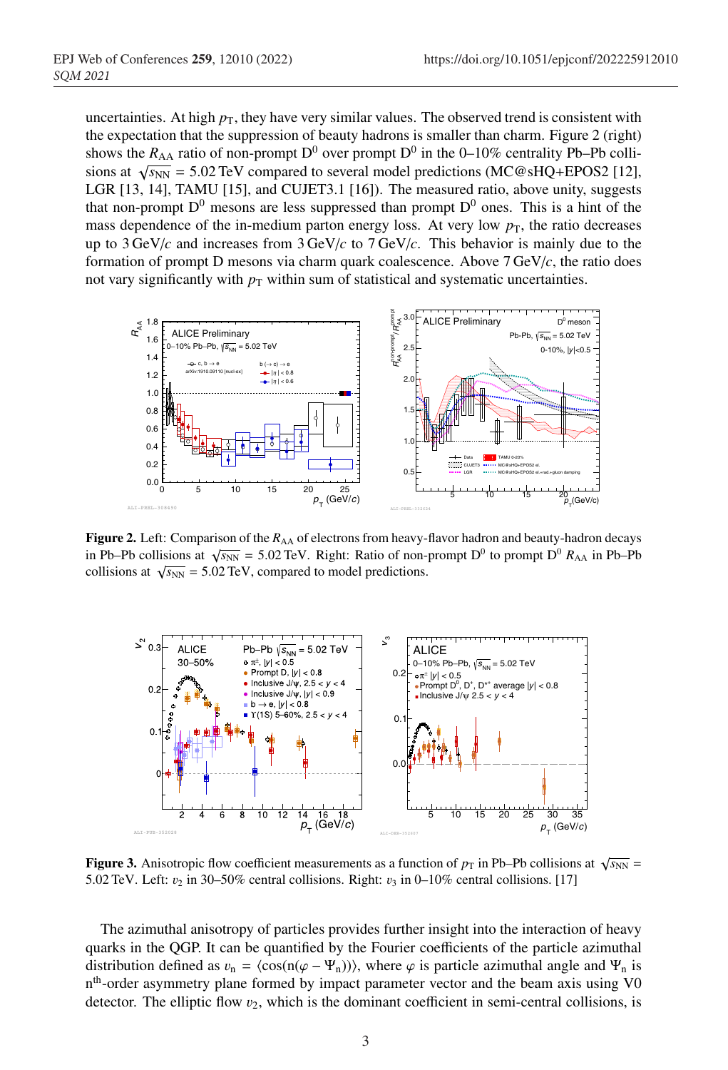uncertainties. At high $p_T$, they have very similar values. The observed trend is consistent with the expectation that the suppression of beauty hadrons is smaller than charm. Figure 2 (right) shows the $R_{AA}$ ratio of non-prompt $D^0$ over prompt $D^0$ in the 0–10% centrality Pb–Pb collisions at $\sqrt{s_{NN}}$ = 5.02 TeV compared to several model predictions (MC@sHQ+EPOS2 [12], LGR [13, 14], TAMU [15], and CUJET3.1 [16]). The measured ratio, above unity, suggests that non-prompt $D^0$ mesons are less suppressed than prompt $D^0$ ones. This is a hint of the mass dependence of the in-medium parton energy loss. At very low $p_T$, the ratio decreases up to 3 GeV/$c$ and increases from 3 GeV/$c$ to 7 GeV/$c$. This behavior is mainly due to the formation of prompt D mesons via charm quark coalescence. Above 7 GeV/$c$, the ratio does not vary significantly with $p_T$ within sum of statistical and systematic uncertainties.

**Figure 2.** Left: Comparison of the $R_{AA}$ of electrons from heavy-flavor hadron and beauty-hadron decays in Pb–Pb collisions at $\sqrt{s_{NN}}$ = 5.02 TeV. Right: Ratio of non-prompt $D^0$ to prompt $D^0$ $R_{AA}$ in Pb–Pb collisions at $\sqrt{s_{NN}}$ = 5.02 TeV, compared to model predictions.

**Figure 3.** Anisotropic flow coefficient measurements as a function of $p_T$ in Pb–Pb collisions at $\sqrt{s_{NN}}$ = 5.02 TeV. Left: $v_2$ in 30–50% central collisions. Right: $v_3$ in 0–10% central collisions. [17]

The azimuthal anisotropy of particles provides further insight into the interaction of heavy quarks in the QGP. It can be quantified by the Fourier coefficients of the particle azimuthal distribution defined as $v_n = \langle \cos(n(\varphi - \Psi_n)) \rangle$, where $\varphi$ is particle azimuthal angle and $\Psi_n$ is $n^{th}$-order asymmetry plane formed by impact parameter vector and the beam axis using V0 detector. The elliptic flow $v_2$, which is the dominant coefficient in semi-central collisions, is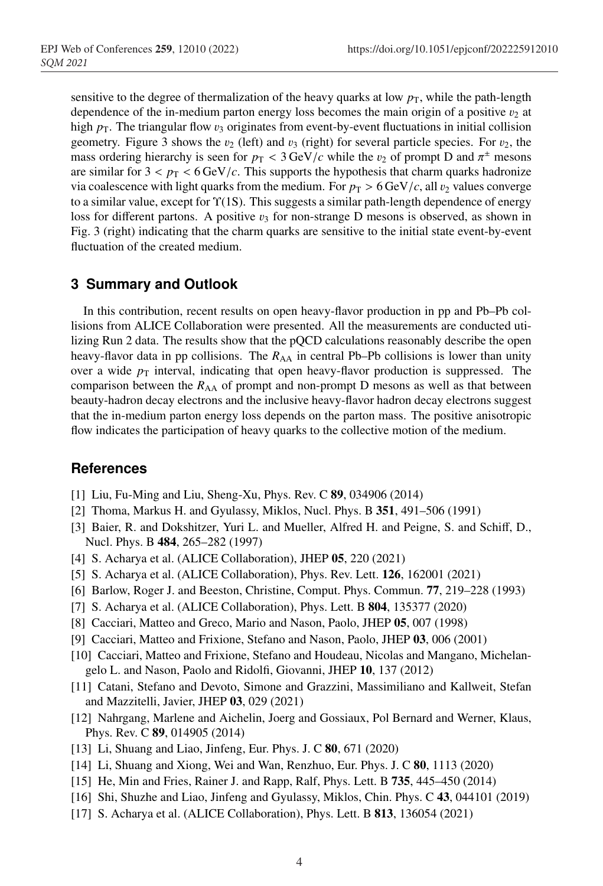sensitive to the degree of thermalization of the heavy quarks at low $p_{\mathrm{T}}$, while the path-length dependence of the in-medium parton energy loss becomes the main origin of a positive $v_2$ at high $p_{\mathrm{T}}$. The triangular flow $v_3$ originates from event-by-event fluctuations in initial collision geometry. Figure 3 shows the $v_2$ (left) and $v_3$ (right) for several particle species. For $v_2$, the mass ordering hierarchy is seen for $p_{\mathrm{T}} < 3\,\mathrm{GeV}/c$ while the $v_2$ of prompt D and $\pi^{\pm}$ mesons are similar for $3 < p_{\mathrm{T}} < 6\,\mathrm{GeV}/c$. This supports the hypothesis that charm quarks hadronize via coalescence with light quarks from the medium. For $p_{\mathrm{T}} > 6\,\mathrm{GeV}/c$, all $v_2$ values converge to a similar value, except for $\Upsilon(1\mathrm{S})$. This suggests a similar path-length dependence of energy loss for different partons. A positive $v_3$ for non-strange D mesons is observed, as shown in Fig. 3 (right) indicating that the charm quarks are sensitive to the initial state event-by-event fluctuation of the created medium.

## 3 Summary and Outlook

In this contribution, recent results on open heavy-flavor production in pp and Pb–Pb collisions from ALICE Collaboration were presented. All the measurements are conducted utilizing Run 2 data. The results show that the pQCD calculations reasonably describe the open heavy-flavor data in pp collisions. The $R_{\mathrm{AA}}$ in central Pb–Pb collisions is lower than unity over a wide $p_{\mathrm{T}}$ interval, indicating that open heavy-flavor production is suppressed. The comparison between the $R_{\mathrm{AA}}$ of prompt and non-prompt D mesons as well as that between beauty-hadron decay electrons and the inclusive heavy-flavor hadron decay electrons suggest that the in-medium parton energy loss depends on the parton mass. The positive anisotropic flow indicates the participation of heavy quarks to the collective motion of the medium.

## References

[1] Liu, Fu-Ming and Liu, Sheng-Xu, Phys. Rev. C **89**, 034906 (2014)

[2] Thoma, Markus H. and Gyulassy, Miklos, Nucl. Phys. B **351**, 491–506 (1991)

[3] Baier, R. and Dokshitzer, Yuri L. and Mueller, Alfred H. and Peigne, S. and Schiff, D., Nucl. Phys. B **484**, 265–282 (1997)

[4] S. Acharya et al. (ALICE Collaboration), JHEP **05**, 220 (2021)

[5] S. Acharya et al. (ALICE Collaboration), Phys. Rev. Lett. **126**, 162001 (2021)

[6] Barlow, Roger J. and Beeston, Christine, Comput. Phys. Commun. **77**, 219–228 (1993)

[7] S. Acharya et al. (ALICE Collaboration), Phys. Lett. B **804**, 135377 (2020)

[8] Cacciari, Matteo and Greco, Mario and Nason, Paolo, JHEP **05**, 007 (1998)

[9] Cacciari, Matteo and Frixione, Stefano and Nason, Paolo, JHEP **03**, 006 (2001)

[10] Cacciari, Matteo and Frixione, Stefano and Houdeau, Nicolas and Mangano, Michelangelo L. and Nason, Paolo and Ridolfi, Giovanni, JHEP **10**, 137 (2012)

[11] Catani, Stefano and Devoto, Simone and Grazzini, Massimiliano and Kallweit, Stefan and Mazzitelli, Javier, JHEP **03**, 029 (2021)

[12] Nahrgang, Marlene and Aichelin, Joerg and Gossiaux, Pol Bernard and Werner, Klaus, Phys. Rev. C **89**, 014905 (2014)

[13] Li, Shuang and Liao, Jinfeng, Eur. Phys. J. C **80**, 671 (2020)

[14] Li, Shuang and Xiong, Wei and Wan, Renzhuo, Eur. Phys. J. C **80**, 1113 (2020)

[15] He, Min and Fries, Rainer J. and Rapp, Ralf, Phys. Lett. B **735**, 445–450 (2014)

[16] Shi, Shuzhe and Liao, Jinfeng and Gyulassy, Miklos, Chin. Phys. C **43**, 044101 (2019)

[17] S. Acharya et al. (ALICE Collaboration), Phys. Lett. B **813**, 136054 (2021)